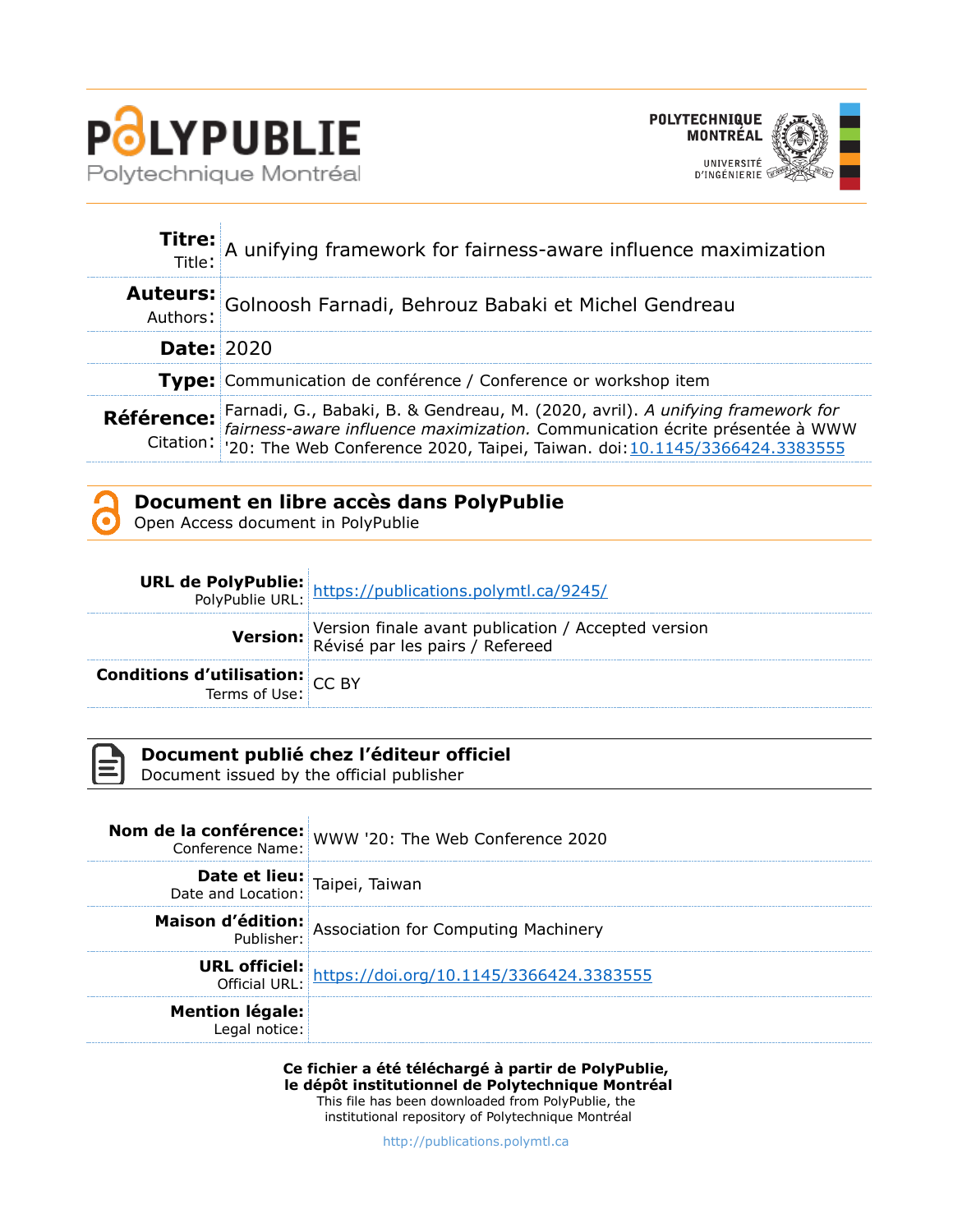# POLYPUBLIE

Polytechnique Montréal

POLYTECHNIQUE MONTRÉAL

UNIVERSITÉ D'INGÉNIERIE

| | |
|---|---|
| **Titre:** Title: | A unifying framework for fairness-aware influence maximization |
| **Auteurs:** Authors: | Golnoosh Farnadi, Behrouz Babaki et Michel Gendreau |
| **Date:** | 2020 |
| **Type:** | Communication de conférence / Conference or workshop item |
| **Référence:** Citation: | Farnadi, G., Babaki, B. & Gendreau, M. (2020, avril). *A unifying framework for fairness-aware influence maximization.* Communication écrite présentée à WWW '20: The Web Conference 2020, Taipei, Taiwan. doi:10.1145/3366424.3383555 |

## Document en libre accès dans PolyPublie

Open Access document in PolyPublie

| | |
|---|---|
| **URL de PolyPublie:** PolyPublie URL: | https://publications.polymtl.ca/9245/ |
| **Version:** | Version finale avant publication / Accepted version<br>Révisé par les pairs / Refereed |
| **Conditions d'utilisation:** Terms of Use: | CC BY |

## Document publié chez l'éditeur officiel

Document issued by the official publisher

| | |
|---|---|
| **Nom de la conférence:** Conference Name: | WWW '20: The Web Conference 2020 |
| **Date et lieu:** Date and Location: | Taipei, Taiwan |
| **Maison d'édition:** Publisher: | Association for Computing Machinery |
| **URL officiel:** Official URL: | https://doi.org/10.1145/3366424.3383555 |
| **Mention légale:** Legal notice: | |

**Ce fichier a été téléchargé à partir de PolyPublie, le dépôt institutionnel de Polytechnique Montréal**

This file has been downloaded from PolyPublie, the institutional repository of Polytechnique Montréal

http://publications.polymtl.ca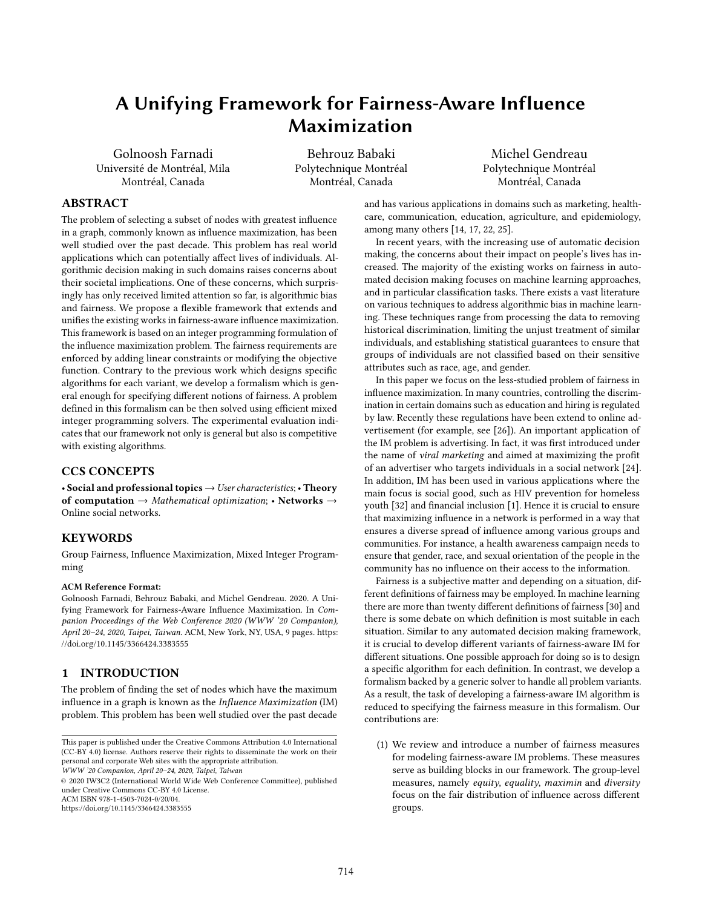# A Unifying Framework for Fairness-Aware Influence Maximization

Golnoosh Farnadi
Université de Montréal, Mila
Montréal, Canada

Behrouz Babaki
Polytechnique Montréal
Montréal, Canada

Michel Gendreau
Polytechnique Montréal
Montréal, Canada

## ABSTRACT

The problem of selecting a subset of nodes with greatest influence in a graph, commonly known as influence maximization, has been well studied over the past decade. This problem has real world applications which can potentially affect lives of individuals. Algorithmic decision making in such domains raises concerns about their societal implications. One of these concerns, which surprisingly has only received limited attention so far, is algorithmic bias and fairness. We propose a flexible framework that extends and unifies the existing works in fairness-aware influence maximization. This framework is based on an integer programming formulation of the influence maximization problem. The fairness requirements are enforced by adding linear constraints or modifying the objective function. Contrary to the previous work which designs specific algorithms for each variant, we develop a formalism which is general enough for specifying different notions of fairness. A problem defined in this formalism can be then solved using efficient mixed integer programming solvers. The experimental evaluation indicates that our framework not only is general but also is competitive with existing algorithms.

## CCS CONCEPTS

• **Social and professional topics** → *User characteristics*; • **Theory of computation** → *Mathematical optimization*; • **Networks** → Online social networks.

## KEYWORDS

Group Fairness, Influence Maximization, Mixed Integer Programming

**ACM Reference Format:**
Golnoosh Farnadi, Behrouz Babaki, and Michel Gendreau. 2020. A Unifying Framework for Fairness-Aware Influence Maximization. In *Companion Proceedings of the Web Conference 2020 (WWW '20 Companion), April 20–24, 2020, Taipei, Taiwan.* ACM, New York, NY, USA, 9 pages. https://doi.org/10.1145/3366424.3383555

## 1 INTRODUCTION

The problem of finding the set of nodes which have the maximum influence in a graph is known as the *Influence Maximization* (IM) problem. This problem has been well studied over the past decade and has various applications in domains such as marketing, healthcare, communication, education, agriculture, and epidemiology, among many others [14, 17, 22, 25].

In recent years, with the increasing use of automatic decision making, the concerns about their impact on people's lives has increased. The majority of the existing works on fairness in automated decision making focuses on machine learning approaches, and in particular classification tasks. There exists a vast literature on various techniques to address algorithmic bias in machine learning. These techniques range from processing the data to removing historical discrimination, limiting the unjust treatment of similar individuals, and establishing statistical guarantees to ensure that groups of individuals are not classified based on their sensitive attributes such as race, age, and gender.

In this paper we focus on the less-studied problem of fairness in influence maximization. In many countries, controlling the discrimination in certain domains such as education and hiring is regulated by law. Recently these regulations have been extend to online advertisement (for example, see [26]). An important application of the IM problem is advertising. In fact, it was first introduced under the name of *viral marketing* and aimed at maximizing the profit of an advertiser who targets individuals in a social network [24]. In addition, IM has been used in various applications where the main focus is social good, such as HIV prevention for homeless youth [32] and financial inclusion [1]. Hence it is crucial to ensure that maximizing influence in a network is performed in a way that ensures a diverse spread of influence among various groups and communities. For instance, a health awareness campaign needs to ensure that gender, race, and sexual orientation of the people in the community has no influence on their access to the information.

Fairness is a subjective matter and depending on a situation, different definitions of fairness may be employed. In machine learning there are more than twenty different definitions of fairness [30] and there is some debate on which definition is most suitable in each situation. Similar to any automated decision making framework, it is crucial to develop different variants of fairness-aware IM for different situations. One possible approach for doing so is to design a specific algorithm for each definition. In contrast, we develop a formalism backed by a generic solver to handle all problem variants. As a result, the task of developing a fairness-aware IM algorithm is reduced to specifying the fairness measure in this formalism. Our contributions are:

(1) We review and introduce a number of fairness measures for modeling fairness-aware IM problems. These measures serve as building blocks in our framework. The group-level measures, namely *equity*, *equality*, *maximin* and *diversity* focus on the fair distribution of influence across different groups.

This paper is published under the Creative Commons Attribution 4.0 International (CC-BY 4.0) license. Authors reserve their rights to disseminate the work on their personal and corporate Web sites with the appropriate attribution.
*WWW '20 Companion, April 20–24, 2020, Taipei, Taiwan*
© 2020 IW3C2 (International World Wide Web Conference Committee), published under Creative Commons CC-BY 4.0 License.
ACM ISBN 978-1-4503-7024-0/20/04.
https://doi.org/10.1145/3366424.3383555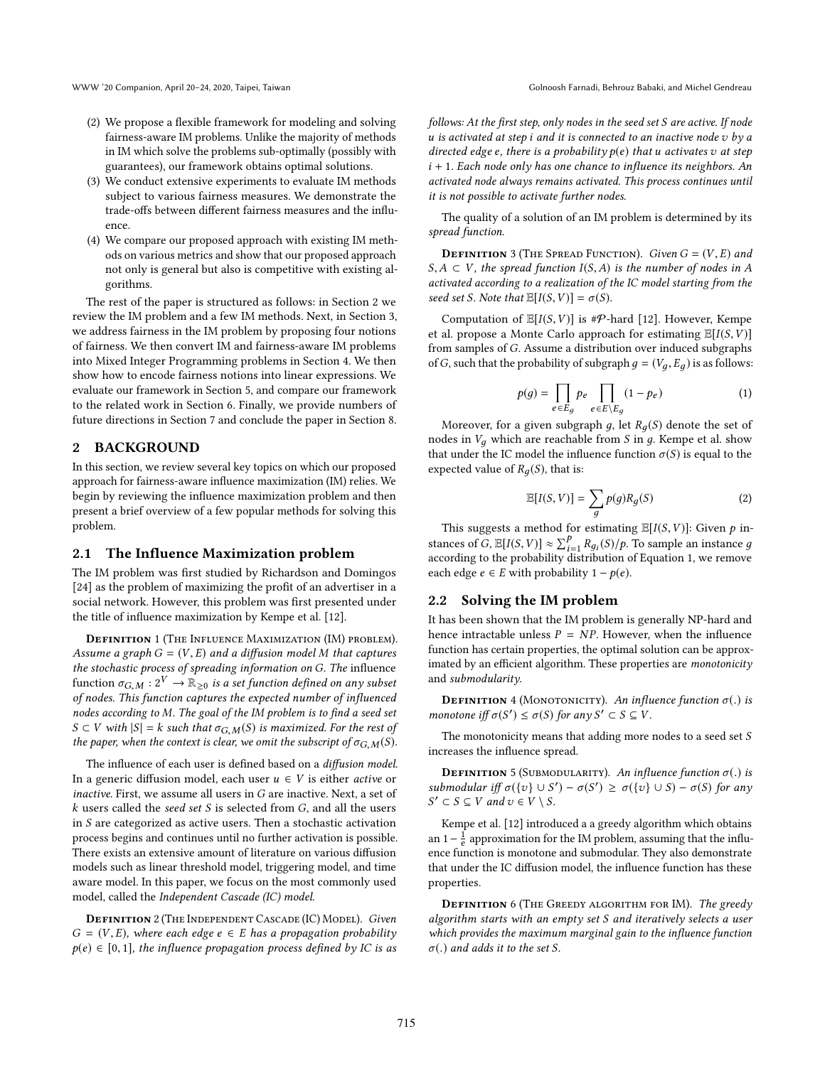(2) We propose a flexible framework for modeling and solving fairness-aware IM problems. Unlike the majority of methods in IM which solve the problems sub-optimally (possibly with guarantees), our framework obtains optimal solutions.
(3) We conduct extensive experiments to evaluate IM methods subject to various fairness measures. We demonstrate the trade-offs between different fairness measures and the influence.
(4) We compare our proposed approach with existing IM methods on various metrics and show that our proposed approach not only is general but also is competitive with existing algorithms.

The rest of the paper is structured as follows: in Section 2 we review the IM problem and a few IM methods. Next, in Section 3, we address fairness in the IM problem by proposing four notions of fairness. We then convert IM and fairness-aware IM problems into Mixed Integer Programming problems in Section 4. We then show how to encode fairness notions into linear expressions. We evaluate our framework in Section 5, and compare our framework to the related work in Section 6. Finally, we provide numbers of future directions in Section 7 and conclude the paper in Section 8.

## 2 BACKGROUND

In this section, we review several key topics on which our proposed approach for fairness-aware influence maximization (IM) relies. We begin by reviewing the influence maximization problem and then present a brief overview of a few popular methods for solving this problem.

### 2.1 The Influence Maximization problem

The IM problem was first studied by Richardson and Domingos [24] as the problem of maximizing the profit of an advertiser in a social network. However, this problem was first presented under the title of influence maximization by Kempe et al. [12].

**Definition 1** (The Influence Maximization (IM) problem). *Assume a graph $G = (V, E)$ and a diffusion model $M$ that captures the stochastic process of spreading information on $G$. The* influence function *$\sigma_{G,M} : 2^V \rightarrow \mathbb{R}_{\geq 0}$ is a set function defined on any subset of nodes. This function captures the expected number of influenced nodes according to $M$. The goal of the IM problem is to find a seed set $S \subset V$ with $|S| = k$ such that $\sigma_{G,M}(S)$ is maximized. For the rest of the paper, when the context is clear, we omit the subscript of $\sigma_{G,M}(S)$.*

The influence of each user is defined based on a *diffusion model*. In a generic diffusion model, each user $u \in V$ is either *active* or *inactive*. First, we assume all users in $G$ are inactive. Next, a set of $k$ users called the *seed set S* is selected from $G$, and all the users in $S$ are categorized as active users. Then a stochastic activation process begins and continues until no further activation is possible. There exists an extensive amount of literature on various diffusion models such as linear threshold model, triggering model, and time aware model. In this paper, we focus on the most commonly used model, called the *Independent Cascade (IC) model*.

**Definition 2** (The Independent Cascade (IC) Model). *Given $G = (V, E)$, where each edge $e \in E$ has a propagation probability $p(e) \in [0, 1]$, the influence propagation process defined by IC is as follows: At the first step, only nodes in the seed set $S$ are active. If node $u$ is activated at step $i$ and it is connected to an inactive node $v$ by a directed edge $e$, there is a probability $p(e)$ that $u$ activates $v$ at step $i + 1$. Each node only has one chance to influence its neighbors. An activated node always remains activated. This process continues until it is not possible to activate further nodes.*

The quality of a solution of an IM problem is determined by its *spread function.*

**Definition 3** (The Spread Function). *Given $G = (V, E)$ and $S, A \subset V$, the spread function $I(S, A)$ is the number of nodes in $A$ activated according to a realization of the IC model starting from the seed set $S$. Note that $\mathbb{E}[I(S, V)] = \sigma(S)$.*

Computation of $\mathbb{E}[I(S, V)]$ is #$\mathcal{P}$-hard [12]. However, Kempe et al. propose a Monte Carlo approach for estimating $\mathbb{E}[I(S, V)]$ from samples of $G$. Assume a distribution over induced subgraphs of $G$, such that the probability of subgraph $g = (V_g, E_g)$ is as follows:

$$p(g) = \prod_{e \in E_g} p_e \prod_{e \in E \setminus E_g} (1 - p_e) \tag{1}$$

Moreover, for a given subgraph $g$, let $R_g(S)$ denote the set of nodes in $V_g$ which are reachable from $S$ in $g$. Kempe et al. show that under the IC model the influence function $\sigma(S)$ is equal to the expected value of $R_g(S)$, that is:

$$\mathbb{E}[I(S, V)] = \sum_{g} p(g) R_g(S) \tag{2}$$

This suggests a method for estimating $\mathbb{E}[I(S, V)]$: Given $p$ instances of $G$, $\mathbb{E}[I(S, V)] \approx \sum_{i=1}^{p} R_{g_i}(S)/p$. To sample an instance $g$ according to the probability distribution of Equation 1, we remove each edge $e \in E$ with probability $1 - p(e)$.

### 2.2 Solving the IM problem

It has been shown that the IM problem is generally NP-hard and hence intractable unless $P = NP$. However, when the influence function has certain properties, the optimal solution can be approximated by an efficient algorithm. These properties are *monotonicity* and *submodularity*.

**Definition 4** (Monotonicity). *An influence function $\sigma(.)$ is monotone iff $\sigma(S') \leq \sigma(S)$ for any $S' \subset S \subseteq V$.*

The monotonicity means that adding more nodes to a seed set $S$ increases the influence spread.

**Definition 5** (Submodularity). *An influence function $\sigma(.)$ is submodular iff $\sigma(\{v\} \cup S') - \sigma(S') \geq \sigma(\{v\} \cup S) - \sigma(S)$ for any $S' \subset S \subseteq V$ and $v \in V \setminus S$.*

Kempe et al. [12] introduced a a greedy algorithm which obtains an $1 - \frac{1}{e}$ approximation for the IM problem, assuming that the influence function is monotone and submodular. They also demonstrate that under the IC diffusion model, the influence function has these properties.

**Definition 6** (The Greedy algorithm for IM). *The greedy algorithm starts with an empty set $S$ and iteratively selects a user which provides the maximum marginal gain to the influence function $\sigma(.)$ and adds it to the set $S$.*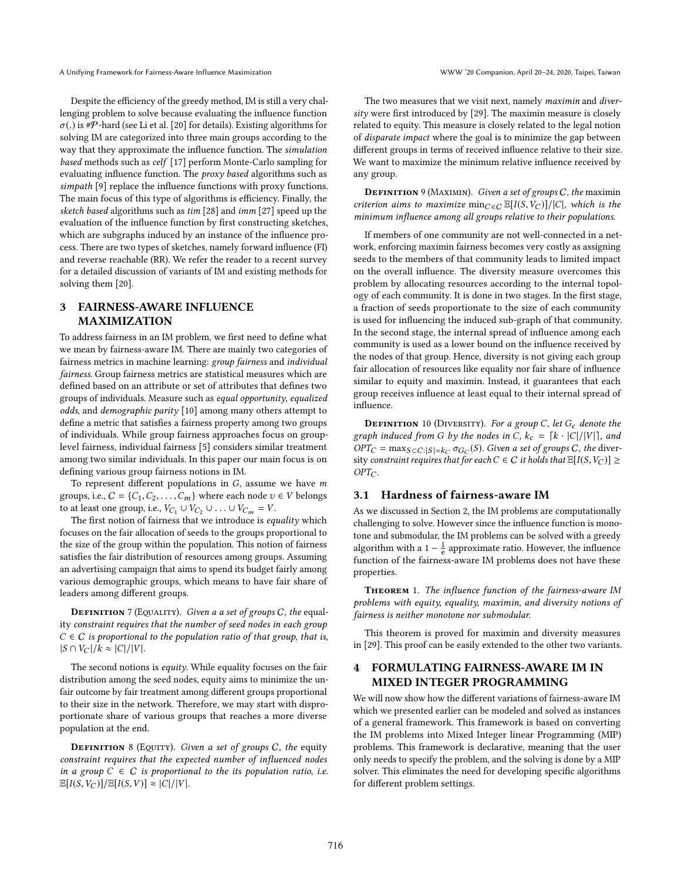Despite the efficiency of the greedy method, IM is still a very challenging problem to solve because evaluating the influence function $\sigma(.)$ is $\#\mathcal{P}$-hard (see Li et al. [20] for details). Existing algorithms for solving IM are categorized into three main groups according to the way that they approximate the influence function. The *simulation based* methods such as *celf* [17] perform Monte-Carlo sampling for evaluating influence function. The *proxy based* algorithms such as *simpath* [9] replace the influence functions with proxy functions. The main focus of this type of algorithms is efficiency. Finally, the *sketch based* algorithms such as *tim* [28] and *imm* [27] speed up the evaluation of the influence function by first constructing sketches, which are subgraphs induced by an instance of the influence process. There are two types of sketches, namely forward influence (FI) and reverse reachable (RR). We refer the reader to a recent survey for a detailed discussion of variants of IM and existing methods for solving them [20].

## 3 FAIRNESS-AWARE INFLUENCE MAXIMIZATION

To address fairness in an IM problem, we first need to define what we mean by fairness-aware IM. There are mainly two categories of fairness metrics in machine learning: *group fairness* and *individual fairness*. Group fairness metrics are statistical measures which are defined based on an attribute or set of attributes that defines two groups of individuals. Measure such as *equal opportunity*, *equalized odds*, and *demographic parity* [10] among many others attempt to define a metric that satisfies a fairness property among two groups of individuals. While group fairness approaches focus on group-level fairness, individual fairness [5] considers similar treatment among two similar individuals. In this paper our main focus is on defining various group fairness notions in IM.

To represent different populations in $G$, assume we have $m$ groups, i.e., $\mathcal{C} = \{C_1, C_2, \ldots, C_m\}$ where each node $v \in V$ belongs to at least one group, i.e., $V_{C_1} \cup V_{C_2} \cup \ldots \cup V_{C_m} = V$.

The first notion of fairness that we introduce is *equality* which focuses on the fair allocation of seeds to the groups proportional to the size of the group within the population. This notion of fairness satisfies the fair distribution of resources among groups. Assuming an advertising campaign that aims to spend its budget fairly among various demographic groups, which means to have fair share of leaders among different groups.

**Definition 7** (Equality). *Given a a set of groups $\mathcal{C}$, the* equality *constraint requires that the number of seed nodes in each group $C \in \mathcal{C}$ is proportional to the population ratio of that group, that is, $|S \cap V_C|/k \approx |C|/|V|$.*

The second notions is *equity*. While equality focuses on the fair distribution among the seed nodes, equity aims to minimize the unfair outcome by fair treatment among different groups proportional to their size in the network. Therefore, we may start with disproportionate share of various groups that reaches a more diverse population at the end.

**Definition 8** (Equity). *Given a set of groups $\mathcal{C}$, the* equity *constraint requires that the expected number of influenced nodes in a group $C \in \mathcal{C}$ is proportional to the its population ratio, i.e. $\mathbb{E}[I(S, V_C)]/\mathbb{E}[I(S, V)] \approx |C|/|V|$.*

The two measures that we visit next, namely *maximin* and *diversity* were first introduced by [29]. The maximin measure is closely related to equity. This measure is closely related to the legal notion of *disparate impact* where the goal is to minimize the gap between different groups in terms of received influence relative to their size. We want to maximize the minimum relative influence received by any group.

**Definition 9** (Maximin). *Given a set of groups $\mathcal{C}$, the* maximin *criterion aims to maximize $\min_{C \in \mathcal{C}} \mathbb{E}[I(S, V_C)]/|C|$, which is the minimum influence among all groups relative to their populations.*

If members of one community are not well-connected in a network, enforcing maximin fairness becomes very costly as assigning seeds to the members of that community leads to limited impact on the overall influence. The diversity measure overcomes this problem by allocating resources according to the internal topology of each community. It is done in two stages. In the first stage, a fraction of seeds proportionate to the size of each community is used for influencing the induced sub-graph of that community. In the second stage, the internal spread of influence among each community is used as a lower bound on the influence received by the nodes of that group. Hence, diversity is not giving each group fair allocation of resources like equality nor fair share of influence similar to equity and maximin. Instead, it guarantees that each group receives influence at least equal to their internal spread of influence.

**Definition 10** (Diversity). *For a group $C$, let $G_c$ denote the graph induced from $G$ by the nodes in $C$, $k_c = \lceil k \cdot |C|/|V| \rceil$, and $OPT_C = \max_{S \subset C : |S| = k_C} \sigma_{G_C}(S)$. Given a set of groups $\mathcal{C}$, the* diversity *constraint requires that for each $C \in \mathcal{C}$ it holds that $\mathbb{E}[I(S, V_C)] \geq OPT_C$.*

### 3.1 Hardness of fairness-aware IM

As we discussed in Section 2, the IM problems are computationally challenging to solve. However since the influence function is monotone and submodular, the IM problems can be solved with a greedy algorithm with a $1 - \frac{1}{e}$ approximate ratio. However, the influence function of the fairness-aware IM problems does not have these properties.

**Theorem 1.** *The influence function of the fairness-aware IM problems with equity, equality, maximin, and diversity notions of fairness is neither monotone nor submodular.*

This theorem is proved for maximin and diversity measures in [29]. This proof can be easily extended to the other two variants.

## 4 FORMULATING FAIRNESS-AWARE IM IN MIXED INTEGER PROGRAMMING

We will now show how the different variations of fairness-aware IM which we presented earlier can be modeled and solved as instances of a general framework. This framework is based on converting the IM problems into Mixed Integer linear Programming (MIP) problems. This framework is declarative, meaning that the user only needs to specify the problem, and the solving is done by a MIP solver. This eliminates the need for developing specific algorithms for different problem settings.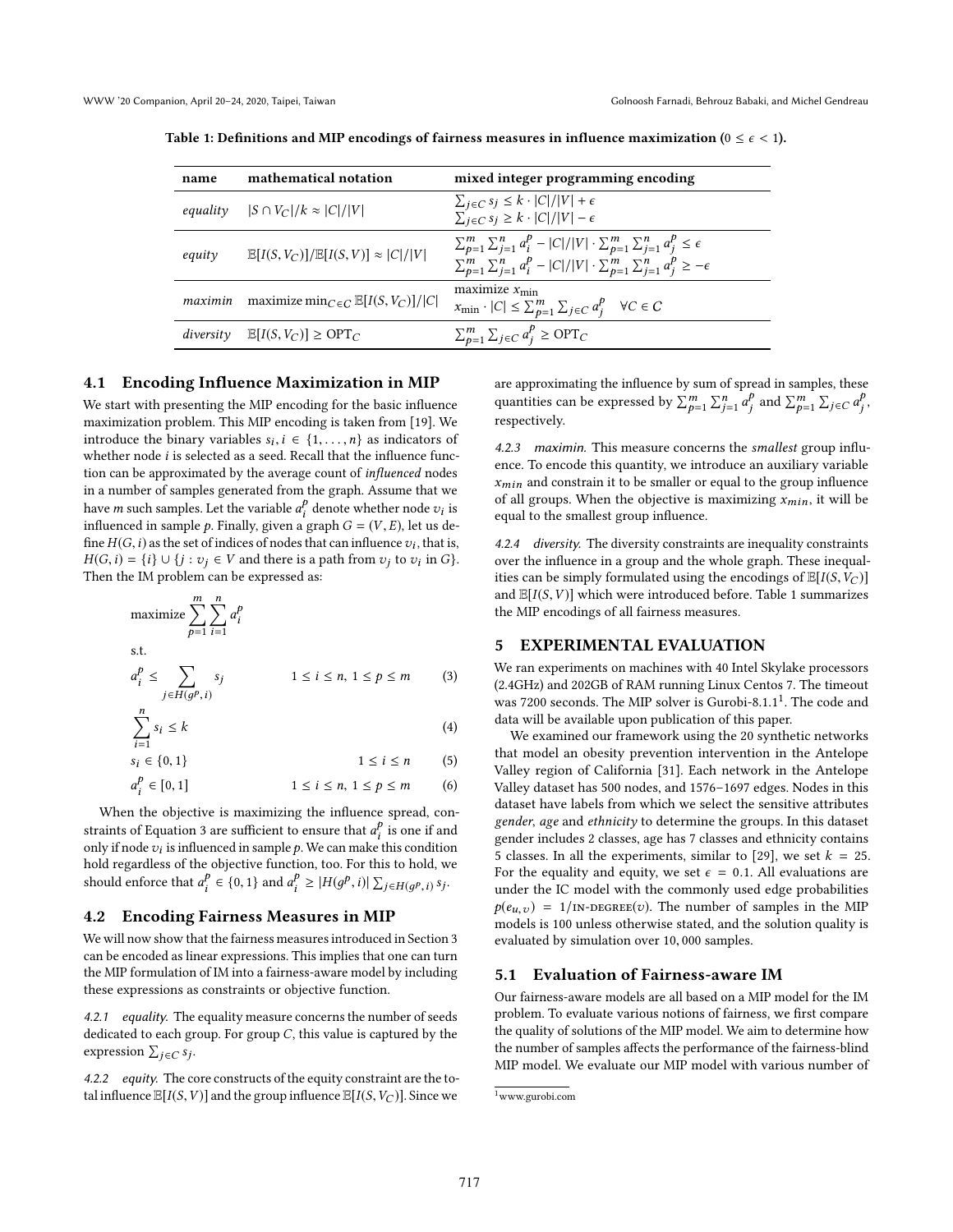Table 1: Definitions and MIP encodings of fairness measures in influence maximization ($0 \leq \epsilon < 1$).

| name | mathematical notation | mixed integer programming encoding |
|---|---|---|
| *equality* | $\lvert S \cap V_C\rvert/k \approx \lvert C\rvert/\lvert V\rvert$ | $\sum_{j \in C} s_j \leq k \cdot \lvert C\rvert/\lvert V\rvert + \epsilon$ <br> $\sum_{j \in C} s_j \geq k \cdot \lvert C\rvert/\lvert V\rvert - \epsilon$ |
| *equity* | $\mathbb{E}[I(S, V_C)]/\mathbb{E}[I(S, V)] \approx \lvert C\rvert/\lvert V\rvert$ | $\sum_{p=1}^{m} \sum_{j=1}^{n} a_i^p - \lvert C\rvert/\lvert V\rvert \cdot \sum_{p=1}^{m} \sum_{j=1}^{n} a_j^p \leq \epsilon$ <br> $\sum_{p=1}^{m} \sum_{j=1}^{n} a_i^p - \lvert C\rvert/\lvert V\rvert \cdot \sum_{p=1}^{m} \sum_{j=1}^{n} a_j^p \geq -\epsilon$ |
| *maximin* | maximize $\min_{C \in \mathcal{C}} \mathbb{E}[I(S, V_C)]/\lvert C\rvert$ | maximize $x_{\min}$ <br> $x_{\min} \cdot \lvert C\rvert \leq \sum_{p=1}^{m} \sum_{j \in C} a_j^p \quad \forall C \in \mathcal{C}$ |
| *diversity* | $\mathbb{E}[I(S, V_C)] \geq \text{OPT}_C$ | $\sum_{p=1}^{m} \sum_{j \in C} a_j^p \geq \text{OPT}_C$ |

### 4.1 Encoding Influence Maximization in MIP

We start with presenting the MIP encoding for the basic influence maximization problem. This MIP encoding is taken from [19]. We introduce the binary variables $s_i, i \in \{1, \ldots, n\}$ as indicators of whether node $i$ is selected as a seed. Recall that the influence function can be approximated by the average count of *influenced* nodes in a number of samples generated from the graph. Assume that we have $m$ such samples. Let the variable $a_i^p$ denote whether node $v_i$ is influenced in sample $p$. Finally, given a graph $G = (V, E)$, let us define $H(G, i)$ as the set of indices of nodes that can influence $v_i$, that is, $H(G, i) = \{i\} \cup \{j : v_j \in V$ and there is a path from $v_j$ to $v_i$ in $G\}$. Then the IM problem can be expressed as:

$$\text{maximize} \sum_{p=1}^{m} \sum_{i=1}^{n} a_i^p$$

s.t.

$$a_i^p \leq \sum_{j \in H(g^p, i)} s_j \qquad 1 \leq i \leq n,\ 1 \leq p \leq m \tag{3}$$

$$\sum_{i=1}^{n} s_i \leq k \tag{4}$$

$$s_i \in \{0, 1\} \qquad 1 \leq i \leq n \tag{5}$$

$$a_i^p \in [0, 1] \qquad 1 \leq i \leq n,\ 1 \leq p \leq m \tag{6}$$

When the objective is maximizing the influence spread, constraints of Equation 3 are sufficient to ensure that $a_i^p$ is one if and only if node $v_i$ is influenced in sample $p$. We can make this condition hold regardless of the objective function, too. For this to hold, we should enforce that $a_i^p \in \{0, 1\}$ and $a_i^p \geq |H(g^p, i)| \sum_{j \in H(g^p, i)} s_j$.

### 4.2 Encoding Fairness Measures in MIP

We will now show that the fairness measures introduced in Section 3 can be encoded as linear expressions. This implies that one can turn the MIP formulation of IM into a fairness-aware model by including these expressions as constraints or objective function.

*4.2.1 equality.* The equality measure concerns the number of seeds dedicated to each group. For group $C$, this value is captured by the expression $\sum_{j \in C} s_j$.

*4.2.2 equity.* The core constructs of the equity constraint are the total influence $\mathbb{E}[I(S, V)]$ and the group influence $\mathbb{E}[I(S, V_C)]$. Since we are approximating the influence by sum of spread in samples, these quantities can be expressed by $\sum_{p=1}^{m} \sum_{j=1}^{n} a_j^p$ and $\sum_{p=1}^{m} \sum_{j \in C} a_j^p$, respectively.

*4.2.3 maximin.* This measure concerns the *smallest* group influence. To encode this quantity, we introduce an auxiliary variable $x_{min}$ and constrain it to be smaller or equal to the group influence of all groups. When the objective is maximizing $x_{min}$, it will be equal to the smallest group influence.

*4.2.4 diversity.* The diversity constraints are inequality constraints over the influence in a group and the whole graph. These inequalities can be simply formulated using the encodings of $\mathbb{E}[I(S, V_C)]$ and $\mathbb{E}[I(S, V)]$ which were introduced before. Table 1 summarizes the MIP encodings of all fairness measures.

## 5 EXPERIMENTAL EVALUATION

We ran experiments on machines with 40 Intel Skylake processors (2.4GHz) and 202GB of RAM running Linux Centos 7. The timeout was 7200 seconds. The MIP solver is Gurobi-8.1.1[1]. The code and data will be available upon publication of this paper.

We examined our framework using the 20 synthetic networks that model an obesity prevention intervention in the Antelope Valley region of California [31]. Each network in the Antelope Valley dataset has 500 nodes, and 1576–1697 edges. Nodes in this dataset have labels from which we select the sensitive attributes *gender*, *age* and *ethnicity* to determine the groups. In this dataset gender includes 2 classes, age has 7 classes and ethnicity contains 5 classes. In all the experiments, similar to [29], we set $k = 25$. For the equality and equity, we set $\epsilon = 0.1$. All evaluations are under the IC model with the commonly used edge probabilities $p(e_{u,v}) = 1/\text{IN-DEGREE}(v)$. The number of samples in the MIP models is 100 unless otherwise stated, and the solution quality is evaluated by simulation over 10,000 samples.

### 5.1 Evaluation of Fairness-aware IM

Our fairness-aware models are all based on a MIP model for the IM problem. To evaluate various notions of fairness, we first compare the quality of solutions of the MIP model. We aim to determine how the number of samples affects the performance of the fairness-blind MIP model. We evaluate our MIP model with various number of

[1] www.gurobi.com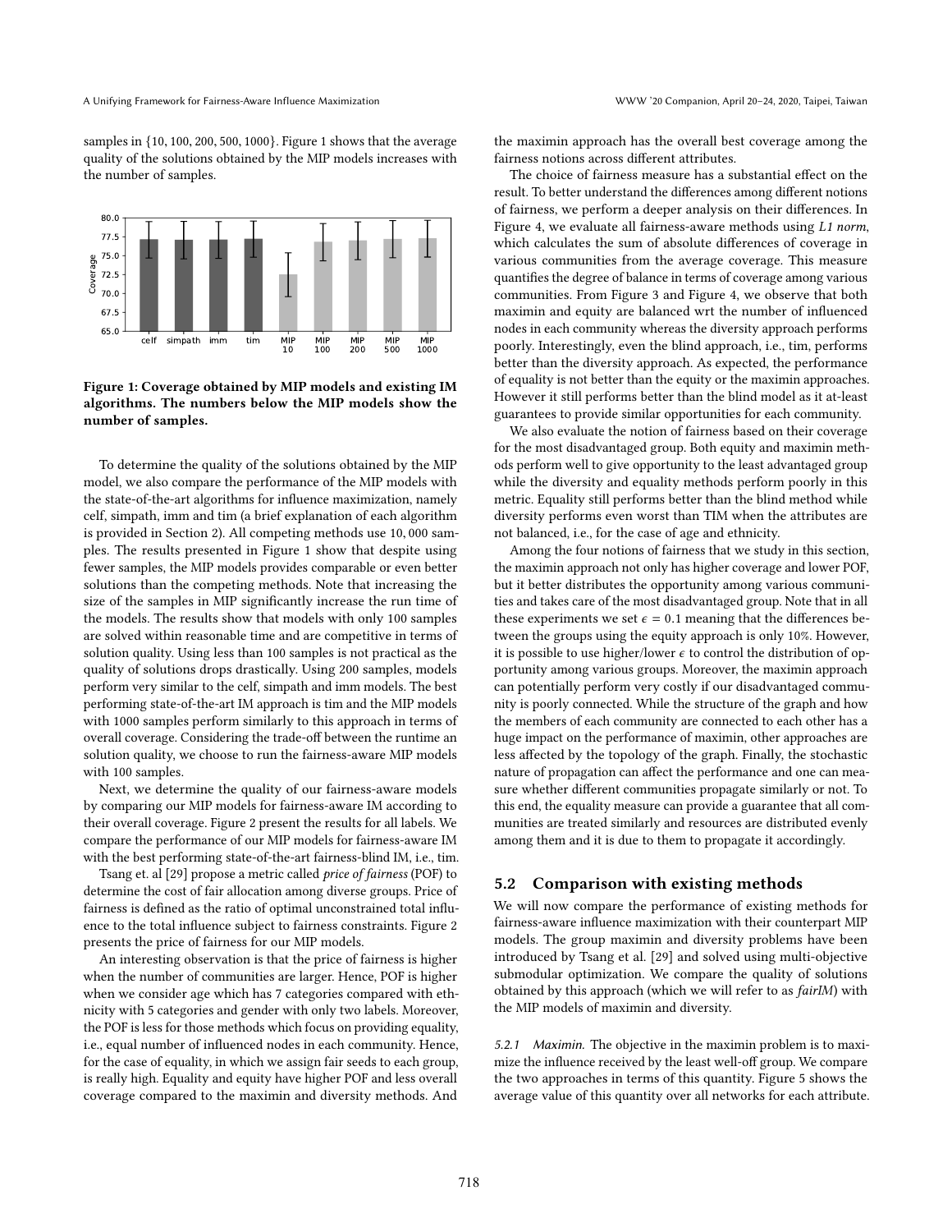samples in {10, 100, 200, 500, 1000}. Figure 1 shows that the average quality of the solutions obtained by the MIP models increases with the number of samples.

Figure 1: Coverage obtained by MIP models and existing IM algorithms. The numbers below the MIP models show the number of samples.

To determine the quality of the solutions obtained by the MIP model, we also compare the performance of the MIP models with the state-of-the-art algorithms for influence maximization, namely celf, simpath, imm and tim (a brief explanation of each algorithm is provided in Section 2). All competing methods use 10,000 samples. The results presented in Figure 1 show that despite using fewer samples, the MIP models provides comparable or even better solutions than the competing methods. Note that increasing the size of the samples in MIP significantly increase the run time of the models. The results show that models with only 100 samples are solved within reasonable time and are competitive in terms of solution quality. Using less than 100 samples is not practical as the quality of solutions drops drastically. Using 200 samples, models perform very similar to the celf, simpath and imm models. The best performing state-of-the-art IM approach is tim and the MIP models with 1000 samples perform similarly to this approach in terms of overall coverage. Considering the trade-off between the runtime an solution quality, we choose to run the fairness-aware MIP models with 100 samples.

Next, we determine the quality of our fairness-aware models by comparing our MIP models for fairness-aware IM according to their overall coverage. Figure 2 present the results for all labels. We compare the performance of our MIP models for fairness-aware IM with the best performing state-of-the-art fairness-blind IM, i.e., tim.

Tsang et. al [29] propose a metric called *price of fairness* (POF) to determine the cost of fair allocation among diverse groups. Price of fairness is defined as the ratio of optimal unconstrained total influence to the total influence subject to fairness constraints. Figure 2 presents the price of fairness for our MIP models.

An interesting observation is that the price of fairness is higher when the number of communities are larger. Hence, POF is higher when we consider age which has 7 categories compared with ethnicity with 5 categories and gender with only two labels. Moreover, the POF is less for those methods which focus on providing equality, i.e., equal number of influenced nodes in each community. Hence, for the case of equality, in which we assign fair seeds to each group, is really high. Equality and equity have higher POF and less overall coverage compared to the maximin and diversity methods. And the maximin approach has the overall best coverage among the fairness notions across different attributes.

The choice of fairness measure has a substantial effect on the result. To better understand the differences among different notions of fairness, we perform a deeper analysis on their differences. In Figure 4, we evaluate all fairness-aware methods using *L1 norm*, which calculates the sum of absolute differences of coverage in various communities from the average coverage. This measure quantifies the degree of balance in terms of coverage among various communities. From Figure 3 and Figure 4, we observe that both maximin and equity are balanced wrt the number of influenced nodes in each community whereas the diversity approach performs poorly. Interestingly, even the blind approach, i.e., tim, performs better than the diversity approach. As expected, the performance of equality is not better than the equity or the maximin approaches. However it still performs better than the blind model as it at-least guarantees to provide similar opportunities for each community.

We also evaluate the notion of fairness based on their coverage for the most disadvantaged group. Both equity and maximin methods perform well to give opportunity to the least advantaged group while the diversity and equality methods perform poorly in this metric. Equality still performs better than the blind method while diversity performs even worst than TIM when the attributes are not balanced, i.e., for the case of age and ethnicity.

Among the four notions of fairness that we study in this section, the maximin approach not only has higher coverage and lower POF, but it better distributes the opportunity among various communities and takes care of the most disadvantaged group. Note that in all these experiments we set $\epsilon = 0.1$ meaning that the differences between the groups using the equity approach is only 10%. However, it is possible to use higher/lower $\epsilon$ to control the distribution of opportunity among various groups. Moreover, the maximin approach can potentially perform very costly if our disadvantaged community is poorly connected. While the structure of the graph and how the members of each community are connected to each other has a huge impact on the performance of maximin, other approaches are less affected by the topology of the graph. Finally, the stochastic nature of propagation can affect the performance and one can measure whether different communities propagate similarly or not. To this end, the equality measure can provide a guarantee that all communities are treated similarly and resources are distributed evenly among them and it is due to them to propagate it accordingly.

## 5.2 Comparison with existing methods

We will now compare the performance of existing methods for fairness-aware influence maximization with their counterpart MIP models. The group maximin and diversity problems have been introduced by Tsang et al. [29] and solved using multi-objective submodular optimization. We compare the quality of solutions obtained by this approach (which we will refer to as *fairIM*) with the MIP models of maximin and diversity.

*5.2.1 Maximin.* The objective in the maximin problem is to maximize the influence received by the least well-off group. We compare the two approaches in terms of this quantity. Figure 5 shows the average value of this quantity over all networks for each attribute.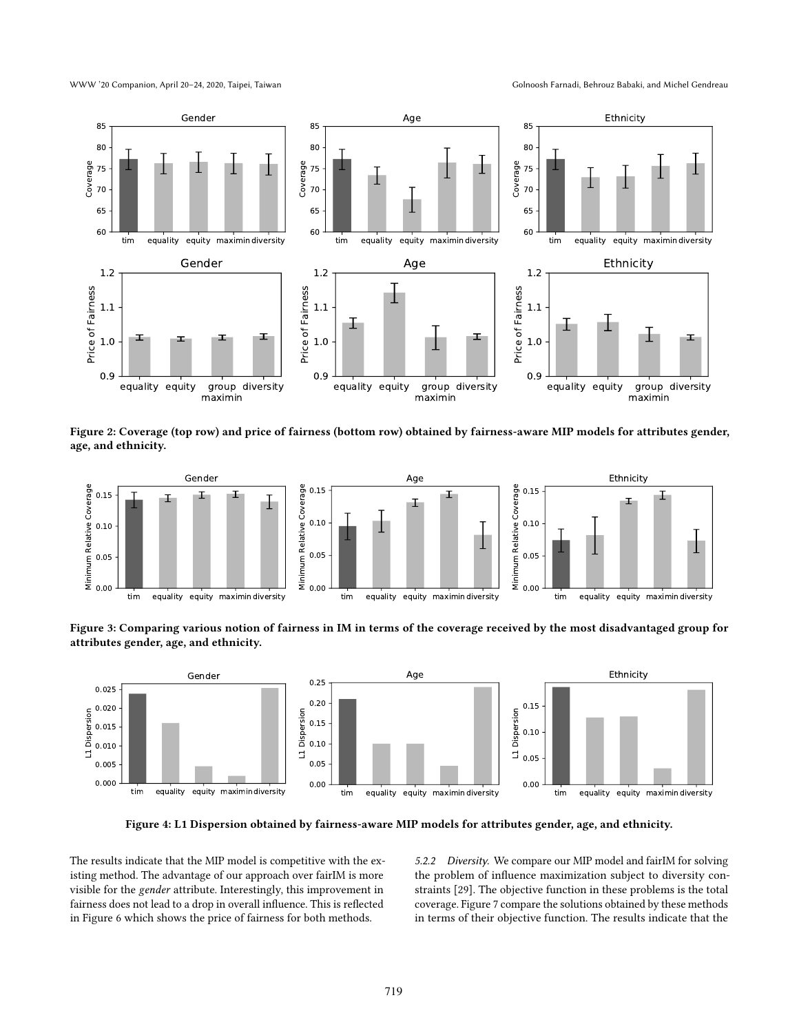Figure 2: Coverage (top row) and price of fairness (bottom row) obtained by fairness-aware MIP models for attributes gender, age, and ethnicity.

Figure 3: Comparing various notion of fairness in IM in terms of the coverage received by the most disadvantaged group for attributes gender, age, and ethnicity.

Figure 4: L1 Dispersion obtained by fairness-aware MIP models for attributes gender, age, and ethnicity.

The results indicate that the MIP model is competitive with the existing method. The advantage of our approach over fairIM is more visible for the *gender* attribute. Interestingly, this improvement in fairness does not lead to a drop in overall influence. This is reflected in Figure 6 which shows the price of fairness for both methods.

*5.2.2 Diversity.* We compare our MIP model and fairIM for solving the problem of influence maximization subject to diversity constraints [29]. The objective function in these problems is the total coverage. Figure 7 compare the solutions obtained by these methods in terms of their objective function. The results indicate that the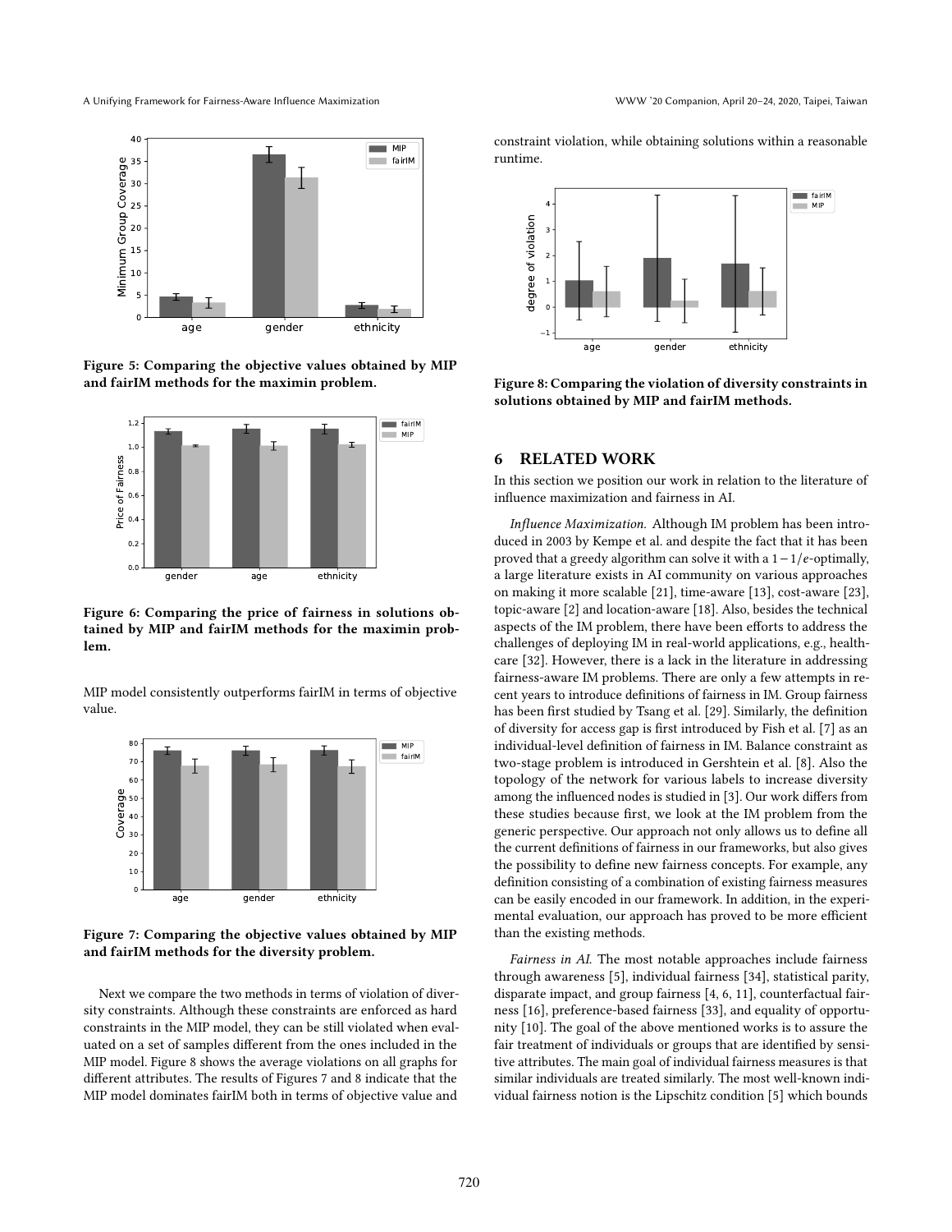Figure 5: Comparing the objective values obtained by MIP and fairIM methods for the maximin problem.

Figure 6: Comparing the price of fairness in solutions obtained by MIP and fairIM methods for the maximin problem.

MIP model consistently outperforms fairIM in terms of objective value.

Figure 7: Comparing the objective values obtained by MIP and fairIM methods for the diversity problem.

Next we compare the two methods in terms of violation of diversity constraints. Although these constraints are enforced as hard constraints in the MIP model, they can be still violated when evaluated on a set of samples different from the ones included in the MIP model. Figure 8 shows the average violations on all graphs for different attributes. The results of Figures 7 and 8 indicate that the MIP model dominates fairIM both in terms of objective value and constraint violation, while obtaining solutions within a reasonable runtime.

Figure 8: Comparing the violation of diversity constraints in solutions obtained by MIP and fairIM methods.

## 6 RELATED WORK

In this section we position our work in relation to the literature of influence maximization and fairness in AI.

*Influence Maximization.* Although IM problem has been introduced in 2003 by Kempe et al. and despite the fact that it has been proved that a greedy algorithm can solve it with a $1 - 1/e$-optimally, a large literature exists in AI community on various approaches on making it more scalable [21], time-aware [13], cost-aware [23], topic-aware [2] and location-aware [18]. Also, besides the technical aspects of the IM problem, there have been efforts to address the challenges of deploying IM in real-world applications, e.g., healthcare [32]. However, there is a lack in the literature in addressing fairness-aware IM problems. There are only a few attempts in recent years to introduce definitions of fairness in IM. Group fairness has been first studied by Tsang et al. [29]. Similarly, the definition of diversity for access gap is first introduced by Fish et al. [7] as an individual-level definition of fairness in IM. Balance constraint as two-stage problem is introduced in Gershtein et al. [8]. Also the topology of the network for various labels to increase diversity among the influenced nodes is studied in [3]. Our work differs from these studies because first, we look at the IM problem from the generic perspective. Our approach not only allows us to define all the current definitions of fairness in our frameworks, but also gives the possibility to define new fairness concepts. For example, any definition consisting of a combination of existing fairness measures can be easily encoded in our framework. In addition, in the experimental evaluation, our approach has proved to be more efficient than the existing methods.

*Fairness in AI.* The most notable approaches include fairness through awareness [5], individual fairness [34], statistical parity, disparate impact, and group fairness [4, 6, 11], counterfactual fairness [16], preference-based fairness [33], and equality of opportunity [10]. The goal of the above mentioned works is to assure the fair treatment of individuals or groups that are identified by sensitive attributes. The main goal of individual fairness measures is that similar individuals are treated similarly. The most well-known individual fairness notion is the Lipschitz condition [5] which bounds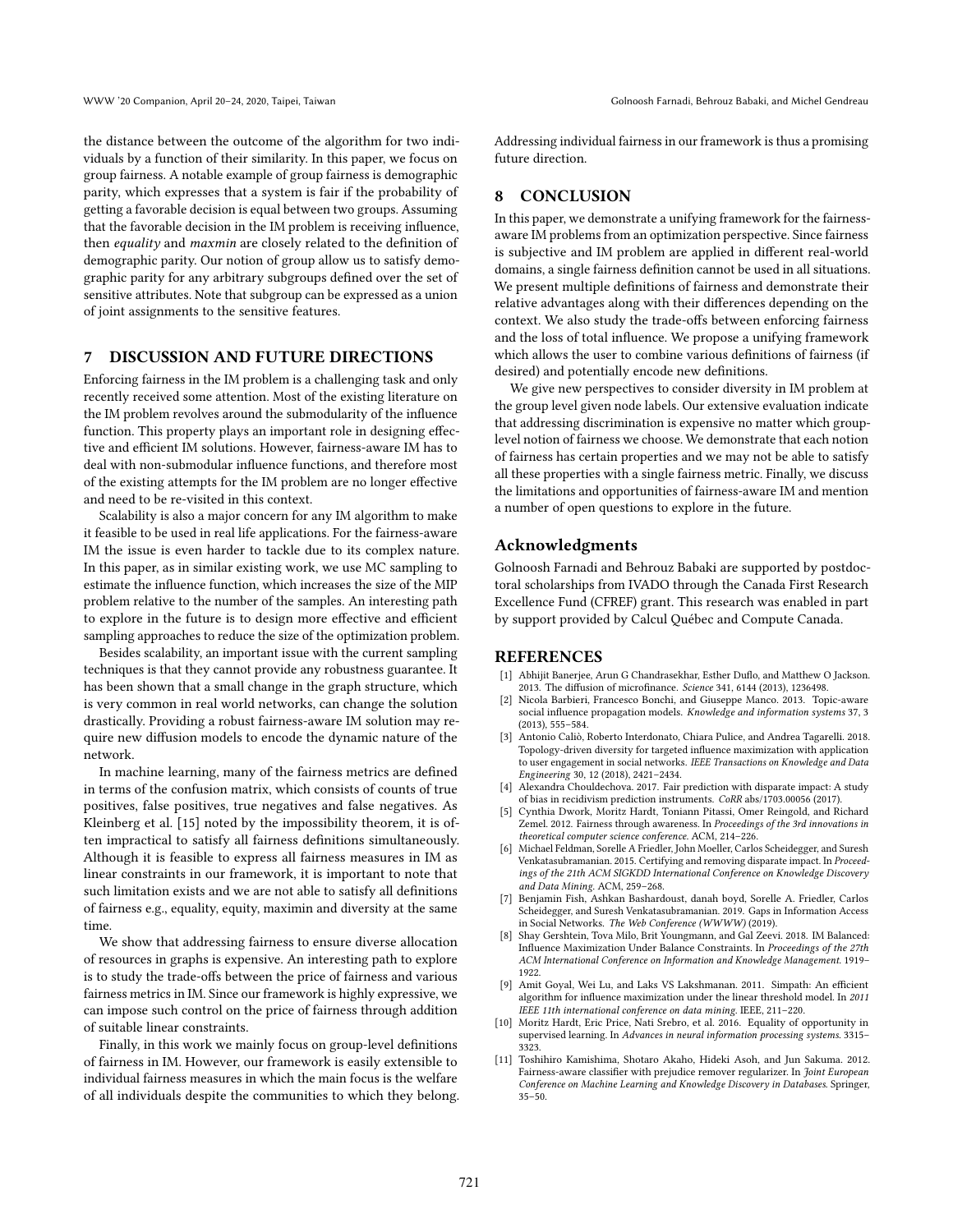the distance between the outcome of the algorithm for two individuals by a function of their similarity. In this paper, we focus on group fairness. A notable example of group fairness is demographic parity, which expresses that a system is fair if the probability of getting a favorable decision is equal between two groups. Assuming that the favorable decision in the IM problem is receiving influence, then *equality* and *maxmin* are closely related to the definition of demographic parity. Our notion of group allow us to satisfy demographic parity for any arbitrary subgroups defined over the set of sensitive attributes. Note that subgroup can be expressed as a union of joint assignments to the sensitive features.

## 7 DISCUSSION AND FUTURE DIRECTIONS

Enforcing fairness in the IM problem is a challenging task and only recently received some attention. Most of the existing literature on the IM problem revolves around the submodularity of the influence function. This property plays an important role in designing effective and efficient IM solutions. However, fairness-aware IM has to deal with non-submodular influence functions, and therefore most of the existing attempts for the IM problem are no longer effective and need to be re-visited in this context.

Scalability is also a major concern for any IM algorithm to make it feasible to be used in real life applications. For the fairness-aware IM the issue is even harder to tackle due to its complex nature. In this paper, as in similar existing work, we use MC sampling to estimate the influence function, which increases the size of the MIP problem relative to the number of the samples. An interesting path to explore in the future is to design more effective and efficient sampling approaches to reduce the size of the optimization problem.

Besides scalability, an important issue with the current sampling techniques is that they cannot provide any robustness guarantee. It has been shown that a small change in the graph structure, which is very common in real world networks, can change the solution drastically. Providing a robust fairness-aware IM solution may require new diffusion models to encode the dynamic nature of the network.

In machine learning, many of the fairness metrics are defined in terms of the confusion matrix, which consists of counts of true positives, false positives, true negatives and false negatives. As Kleinberg et al. [15] noted by the impossibility theorem, it is often impractical to satisfy all fairness definitions simultaneously. Although it is feasible to express all fairness measures in IM as linear constraints in our framework, it is important to note that such limitation exists and we are not able to satisfy all definitions of fairness e.g., equality, equity, maximin and diversity at the same time.

We show that addressing fairness to ensure diverse allocation of resources in graphs is expensive. An interesting path to explore is to study the trade-offs between the price of fairness and various fairness metrics in IM. Since our framework is highly expressive, we can impose such control on the price of fairness through addition of suitable linear constraints.

Finally, in this work we mainly focus on group-level definitions of fairness in IM. However, our framework is easily extensible to individual fairness measures in which the main focus is the welfare of all individuals despite the communities to which they belong. Addressing individual fairness in our framework is thus a promising future direction.

## 8 CONCLUSION

In this paper, we demonstrate a unifying framework for the fairness-aware IM problems from an optimization perspective. Since fairness is subjective and IM problem are applied in different real-world domains, a single fairness definition cannot be used in all situations. We present multiple definitions of fairness and demonstrate their relative advantages along with their differences depending on the context. We also study the trade-offs between enforcing fairness and the loss of total influence. We propose a unifying framework which allows the user to combine various definitions of fairness (if desired) and potentially encode new definitions.

We give new perspectives to consider diversity in IM problem at the group level given node labels. Our extensive evaluation indicate that addressing discrimination is expensive no matter which group-level notion of fairness we choose. We demonstrate that each notion of fairness has certain properties and we may not be able to satisfy all these properties with a single fairness metric. Finally, we discuss the limitations and opportunities of fairness-aware IM and mention a number of open questions to explore in the future.

## Acknowledgments

Golnoosh Farnadi and Behrouz Babaki are supported by postdoctoral scholarships from IVADO through the Canada First Research Excellence Fund (CFREF) grant. This research was enabled in part by support provided by Calcul Québec and Compute Canada.

## REFERENCES

[1] Abhijit Banerjee, Arun G Chandrasekhar, Esther Duflo, and Matthew O Jackson. 2013. The diffusion of microfinance. *Science* 341, 6144 (2013), 1236498.

[2] Nicola Barbieri, Francesco Bonchi, and Giuseppe Manco. 2013. Topic-aware social influence propagation models. *Knowledge and information systems* 37, 3 (2013), 555–584.

[3] Antonio Caliò, Roberto Interdonato, Chiara Pulice, and Andrea Tagarelli. 2018. Topology-driven diversity for targeted influence maximization with application to user engagement in social networks. *IEEE Transactions on Knowledge and Data Engineering* 30, 12 (2018), 2421–2434.

[4] Alexandra Chouldechova. 2017. Fair prediction with disparate impact: A study of bias in recidivism prediction instruments. *CoRR* abs/1703.00056 (2017).

[5] Cynthia Dwork, Moritz Hardt, Toniann Pitassi, Omer Reingold, and Richard Zemel. 2012. Fairness through awareness. In *Proceedings of the 3rd innovations in theoretical computer science conference*. ACM, 214–226.

[6] Michael Feldman, Sorelle A Friedler, John Moeller, Carlos Scheidegger, and Suresh Venkatasubramanian. 2015. Certifying and removing disparate impact. In *Proceedings of the 21th ACM SIGKDD International Conference on Knowledge Discovery and Data Mining*. ACM, 259–268.

[7] Benjamin Fish, Ashkan Bashardoust, danah boyd, Sorelle A. Friedler, Carlos Scheidegger, and Suresh Venkatasubramanian. 2019. Gaps in Information Access in Social Networks. *The Web Conference (WWWW)* (2019).

[8] Shay Gershtein, Tova Milo, Brit Youngmann, and Gal Zeevi. 2018. IM Balanced: Influence Maximization Under Balance Constraints. In *Proceedings of the 27th ACM International Conference on Information and Knowledge Management*. 1919–1922.

[9] Amit Goyal, Wei Lu, and Laks VS Lakshmanan. 2011. Simpath: An efficient algorithm for influence maximization under the linear threshold model. In *2011 IEEE 11th international conference on data mining*. IEEE, 211–220.

[10] Moritz Hardt, Eric Price, Nati Srebro, et al. 2016. Equality of opportunity in supervised learning. In *Advances in neural information processing systems*. 3315–3323.

[11] Toshihiro Kamishima, Shotaro Akaho, Hideki Asoh, and Jun Sakuma. 2012. Fairness-aware classifier with prejudice remover regularizer. In *Joint European Conference on Machine Learning and Knowledge Discovery in Databases*. Springer, 35–50.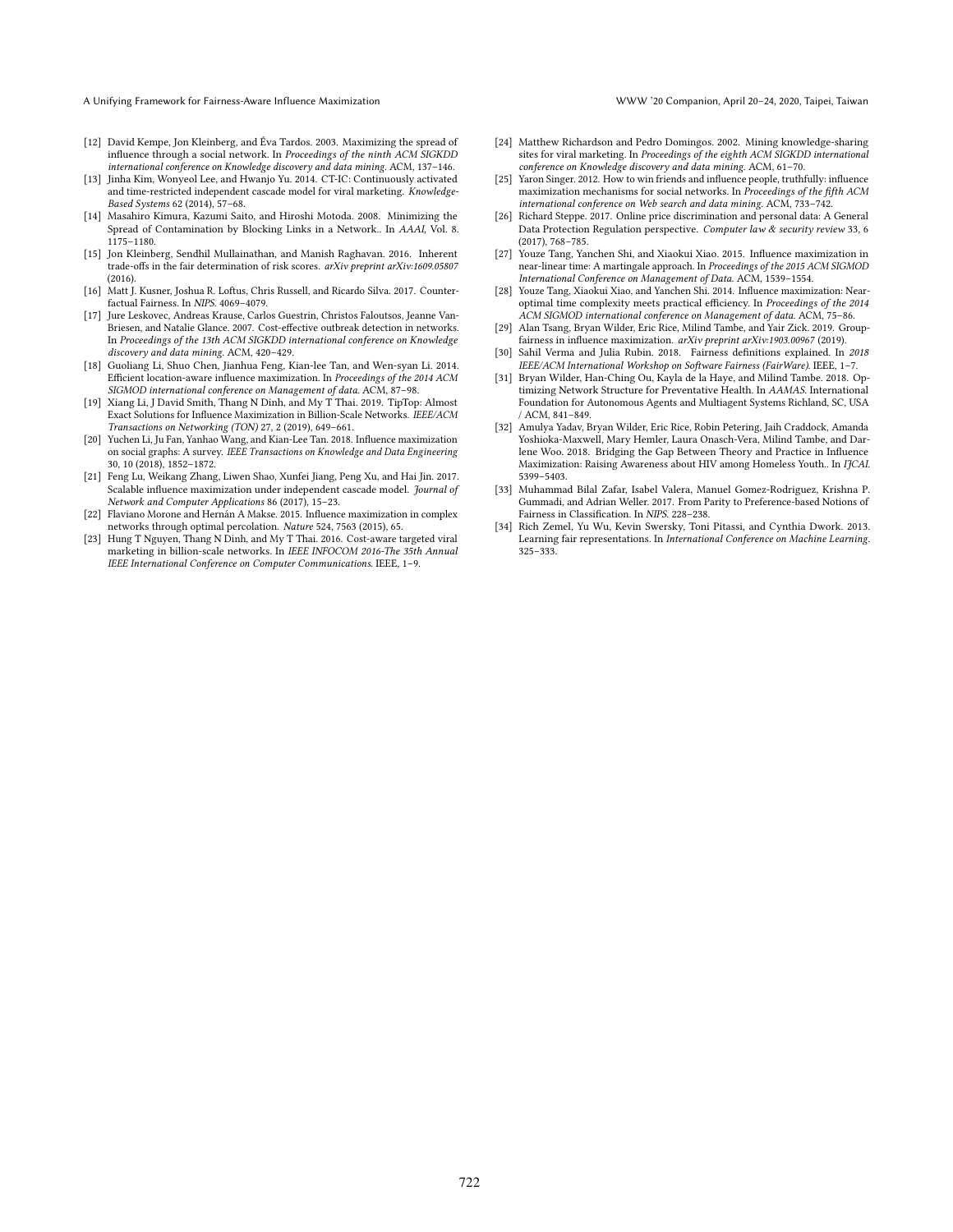- [12] David Kempe, Jon Kleinberg, and Éva Tardos. 2003. Maximizing the spread of influence through a social network. In *Proceedings of the ninth ACM SIGKDD international conference on Knowledge discovery and data mining*. ACM, 137–146.
- [13] Jinha Kim, Wonyeol Lee, and Hwanjo Yu. 2014. CT-IC: Continuously activated and time-restricted independent cascade model for viral marketing. *Knowledge-Based Systems* 62 (2014), 57–68.
- [14] Masahiro Kimura, Kazumi Saito, and Hiroshi Motoda. 2008. Minimizing the Spread of Contamination by Blocking Links in a Network.. In *AAAI*, Vol. 8. 1175–1180.
- [15] Jon Kleinberg, Sendhil Mullainathan, and Manish Raghavan. 2016. Inherent trade-offs in the fair determination of risk scores. *arXiv preprint arXiv:1609.05807* (2016).
- [16] Matt J. Kusner, Joshua R. Loftus, Chris Russell, and Ricardo Silva. 2017. Counterfactual Fairness. In *NIPS*. 4069–4079.
- [17] Jure Leskovec, Andreas Krause, Carlos Guestrin, Christos Faloutsos, Jeanne VanBriesen, and Natalie Glance. 2007. Cost-effective outbreak detection in networks. In *Proceedings of the 13th ACM SIGKDD international conference on Knowledge discovery and data mining*. ACM, 420–429.
- [18] Guoliang Li, Shuo Chen, Jianhua Feng, Kian-lee Tan, and Wen-syan Li. 2014. Efficient location-aware influence maximization. In *Proceedings of the 2014 ACM SIGMOD international conference on Management of data*. ACM, 87–98.
- [19] Xiang Li, J David Smith, Thang N Dinh, and My T Thai. 2019. TipTop: Almost Exact Solutions for Influence Maximization in Billion-Scale Networks. *IEEE/ACM Transactions on Networking (TON)* 27, 2 (2019), 649–661.
- [20] Yuchen Li, Ju Fan, Yanhao Wang, and Kian-Lee Tan. 2018. Influence maximization on social graphs: A survey. *IEEE Transactions on Knowledge and Data Engineering* 30, 10 (2018), 1852–1872.
- [21] Feng Lu, Weikang Zhang, Liwen Shao, Xunfei Jiang, Peng Xu, and Hai Jin. 2017. Scalable influence maximization under independent cascade model. *Journal of Network and Computer Applications* 86 (2017), 15–23.
- [22] Flaviano Morone and Hernán A Makse. 2015. Influence maximization in complex networks through optimal percolation. *Nature* 524, 7563 (2015), 65.
- [23] Hung T Nguyen, Thang N Dinh, and My T Thai. 2016. Cost-aware targeted viral marketing in billion-scale networks. In *IEEE INFOCOM 2016-The 35th Annual IEEE International Conference on Computer Communications*. IEEE, 1–9.
- [24] Matthew Richardson and Pedro Domingos. 2002. Mining knowledge-sharing sites for viral marketing. In *Proceedings of the eighth ACM SIGKDD international conference on Knowledge discovery and data mining*. ACM, 61–70.
- [25] Yaron Singer. 2012. How to win friends and influence people, truthfully: influence maximization mechanisms for social networks. In *Proceedings of the fifth ACM international conference on Web search and data mining*. ACM, 733–742.
- [26] Richard Steppe. 2017. Online price discrimination and personal data: A General Data Protection Regulation perspective. *Computer law & security review* 33, 6 (2017), 768–785.
- [27] Youze Tang, Yanchen Shi, and Xiaokui Xiao. 2015. Influence maximization in near-linear time: A martingale approach. In *Proceedings of the 2015 ACM SIGMOD International Conference on Management of Data*. ACM, 1539–1554.
- [28] Youze Tang, Xiaokui Xiao, and Yanchen Shi. 2014. Influence maximization: Near-optimal time complexity meets practical efficiency. In *Proceedings of the 2014 ACM SIGMOD international conference on Management of data*. ACM, 75–86.
- [29] Alan Tsang, Bryan Wilder, Eric Rice, Milind Tambe, and Yair Zick. 2019. Group-fairness in influence maximization. *arXiv preprint arXiv:1903.00967* (2019).
- [30] Sahil Verma and Julia Rubin. 2018. Fairness definitions explained. In *2018 IEEE/ACM International Workshop on Software Fairness (FairWare)*. IEEE, 1–7.
- [31] Bryan Wilder, Han-Ching Ou, Kayla de la Haye, and Milind Tambe. 2018. Optimizing Network Structure for Preventative Health. In *AAMAS*. International Foundation for Autonomous Agents and Multiagent Systems Richland, SC, USA / ACM, 841–849.
- [32] Amulya Yadav, Bryan Wilder, Eric Rice, Robin Petering, Jaih Craddock, Amanda Yoshioka-Maxwell, Mary Hemler, Laura Onasch-Vera, Milind Tambe, and Darlene Woo. 2018. Bridging the Gap Between Theory and Practice in Influence Maximization: Raising Awareness about HIV among Homeless Youth.. In *IJCAI*. 5399–5403.
- [33] Muhammad Bilal Zafar, Isabel Valera, Manuel Gomez-Rodriguez, Krishna P. Gummadi, and Adrian Weller. 2017. From Parity to Preference-based Notions of Fairness in Classification. In *NIPS*. 228–238.
- [34] Rich Zemel, Yu Wu, Kevin Swersky, Toni Pitassi, and Cynthia Dwork. 2013. Learning fair representations. In *International Conference on Machine Learning*. 325–333.